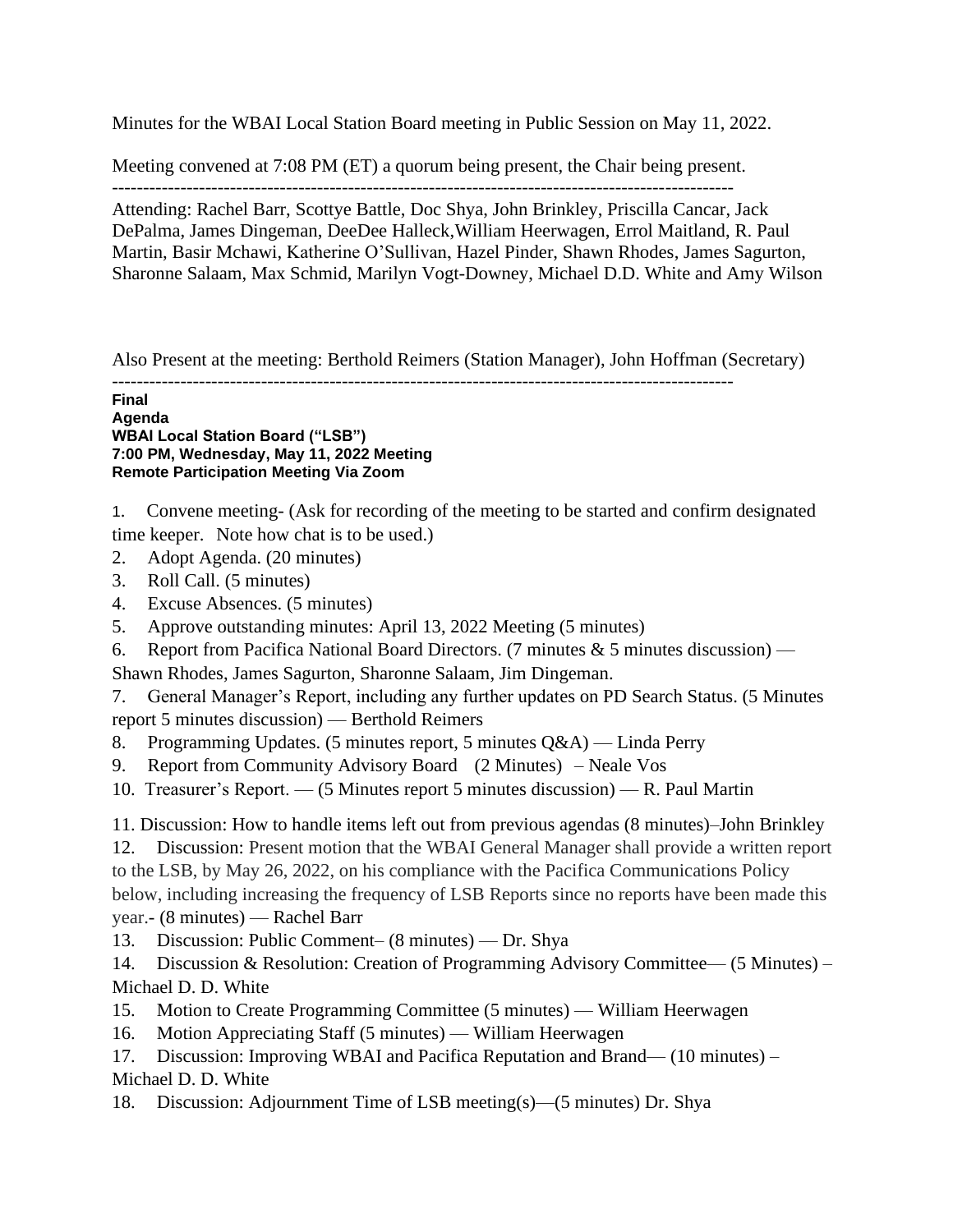Minutes for the WBAI Local Station Board meeting in Public Session on May 11, 2022.

Meeting convened at 7:08 PM (ET) a quorum being present, the Chair being present.

---

Attending: Rachel Barr, Scottye Battle, Doc Shya, John Brinkley, Priscilla Cancar, Jack DePalma, James Dingeman, DeeDee Halleck,William Heerwagen, Errol Maitland, R. Paul Martin, Basir Mchawi, Katherine O'Sullivan, Hazel Pinder, Shawn Rhodes, James Sagurton, Sharonne Salaam, Max Schmid, Marilyn Vogt-Downey, Michael D.D. White and Amy Wilson

Also Present at the meeting: Berthold Reimers (Station Manager), John Hoffman (Secretary)

---

**Final**
**Agenda**
**WBAI Local Station Board ("LSB")**
**7:00 PM, Wednesday, May 11, 2022 Meeting**
**Remote Participation Meeting Via Zoom**

1. Convene meeting- (Ask for recording of the meeting to be started and confirm designated time keeper. Note how chat is to be used.)
2. Adopt Agenda. (20 minutes)
3. Roll Call. (5 minutes)
4. Excuse Absences. (5 minutes)
5. Approve outstanding minutes: April 13, 2022 Meeting (5 minutes)
6. Report from Pacifica National Board Directors. (7 minutes & 5 minutes discussion) — Shawn Rhodes, James Sagurton, Sharonne Salaam, Jim Dingeman.
7. General Manager's Report, including any further updates on PD Search Status. (5 Minutes report 5 minutes discussion) — Berthold Reimers
8. Programming Updates. (5 minutes report, 5 minutes Q&A) — Linda Perry
9. Report from Community Advisory Board (2 Minutes) – Neale Vos
10. Treasurer's Report. — (5 Minutes report 5 minutes discussion) — R. Paul Martin
11. Discussion: How to handle items left out from previous agendas (8 minutes)–John Brinkley
12. Discussion: Present motion that the WBAI General Manager shall provide a written report to the LSB, by May 26, 2022, on his compliance with the Pacifica Communications Policy below, including increasing the frequency of LSB Reports since no reports have been made this year.- (8 minutes) — Rachel Barr
13. Discussion: Public Comment– (8 minutes) — Dr. Shya
14. Discussion & Resolution: Creation of Programming Advisory Committee— (5 Minutes) – Michael D. D. White
15. Motion to Create Programming Committee (5 minutes) — William Heerwagen
16. Motion Appreciating Staff (5 minutes) — William Heerwagen
17. Discussion: Improving WBAI and Pacifica Reputation and Brand— (10 minutes) – Michael D. D. White
18. Discussion: Adjournment Time of LSB meeting(s)—(5 minutes) Dr. Shya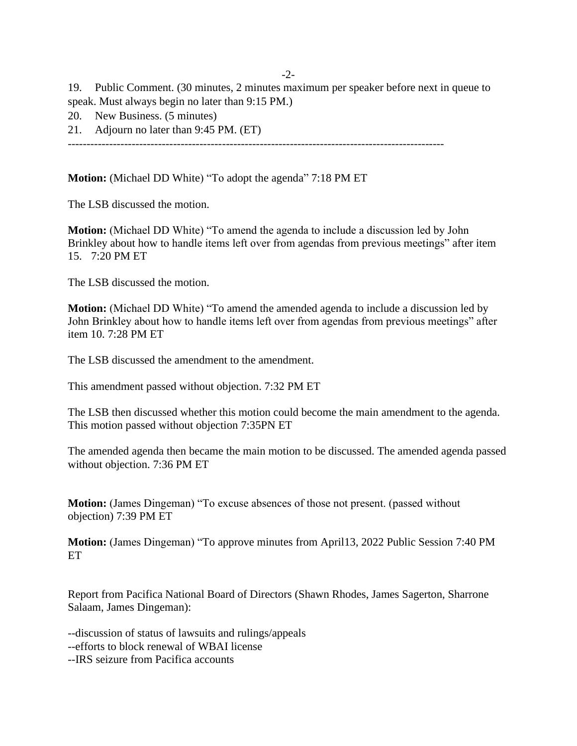19. Public Comment. (30 minutes, 2 minutes maximum per speaker before next in queue to speak. Must always begin no later than 9:15 PM.)
20. New Business. (5 minutes)
21. Adjourn no later than 9:45 PM. (ET)

---

**Motion:** (Michael DD White) "To adopt the agenda" 7:18 PM ET

The LSB discussed the motion.

**Motion:** (Michael DD White) "To amend the agenda to include a discussion led by John Brinkley about how to handle items left over from agendas from previous meetings" after item 15. 7:20 PM ET

The LSB discussed the motion.

**Motion:** (Michael DD White) "To amend the amended agenda to include a discussion led by John Brinkley about how to handle items left over from agendas from previous meetings" after item 10. 7:28 PM ET

The LSB discussed the amendment to the amendment.

This amendment passed without objection. 7:32 PM ET

The LSB then discussed whether this motion could become the main amendment to the agenda. This motion passed without objection 7:35PN ET

The amended agenda then became the main motion to be discussed. The amended agenda passed without objection. 7:36 PM ET

**Motion:** (James Dingeman) "To excuse absences of those not present. (passed without objection) 7:39 PM ET

**Motion:** (James Dingeman) "To approve minutes from April13, 2022 Public Session 7:40 PM ET

Report from Pacifica National Board of Directors (Shawn Rhodes, James Sagerton, Sharrone Salaam, James Dingeman):

--discussion of status of lawsuits and rulings/appeals
--efforts to block renewal of WBAI license
--IRS seizure from Pacifica accounts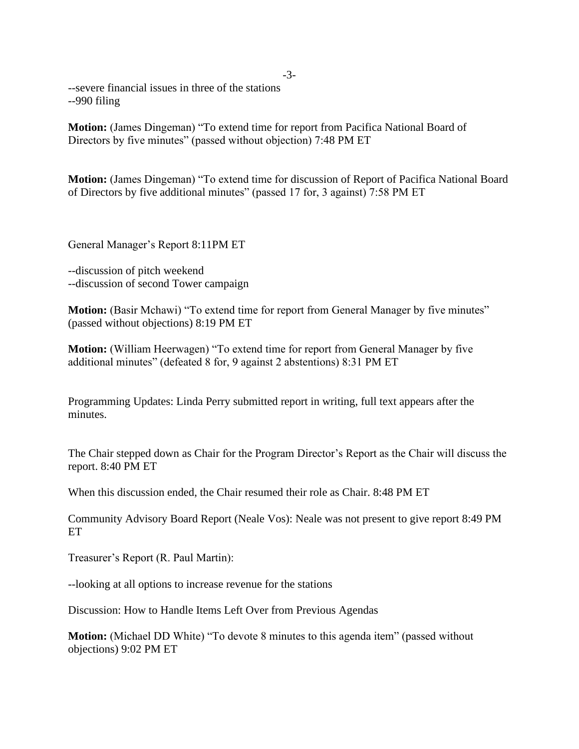--severe financial issues in three of the stations
--990 filing

**Motion:** (James Dingeman) “To extend time for report from Pacifica National Board of Directors by five minutes” (passed without objection) 7:48 PM ET

**Motion:** (James Dingeman) “To extend time for discussion of Report of Pacifica National Board of Directors by five additional minutes” (passed 17 for, 3 against) 7:58 PM ET

General Manager’s Report 8:11PM ET

--discussion of pitch weekend
--discussion of second Tower campaign

**Motion:** (Basir Mchawi) “To extend time for report from General Manager by five minutes” (passed without objections) 8:19 PM ET

**Motion:** (William Heerwagen) “To extend time for report from General Manager by five additional minutes” (defeated 8 for, 9 against 2 abstentions) 8:31 PM ET

Programming Updates: Linda Perry submitted report in writing, full text appears after the minutes.

The Chair stepped down as Chair for the Program Director’s Report as the Chair will discuss the report. 8:40 PM ET

When this discussion ended, the Chair resumed their role as Chair. 8:48 PM ET

Community Advisory Board Report (Neale Vos): Neale was not present to give report 8:49 PM ET

Treasurer’s Report (R. Paul Martin):

--looking at all options to increase revenue for the stations

Discussion: How to Handle Items Left Over from Previous Agendas

**Motion:** (Michael DD White) “To devote 8 minutes to this agenda item” (passed without objections) 9:02 PM ET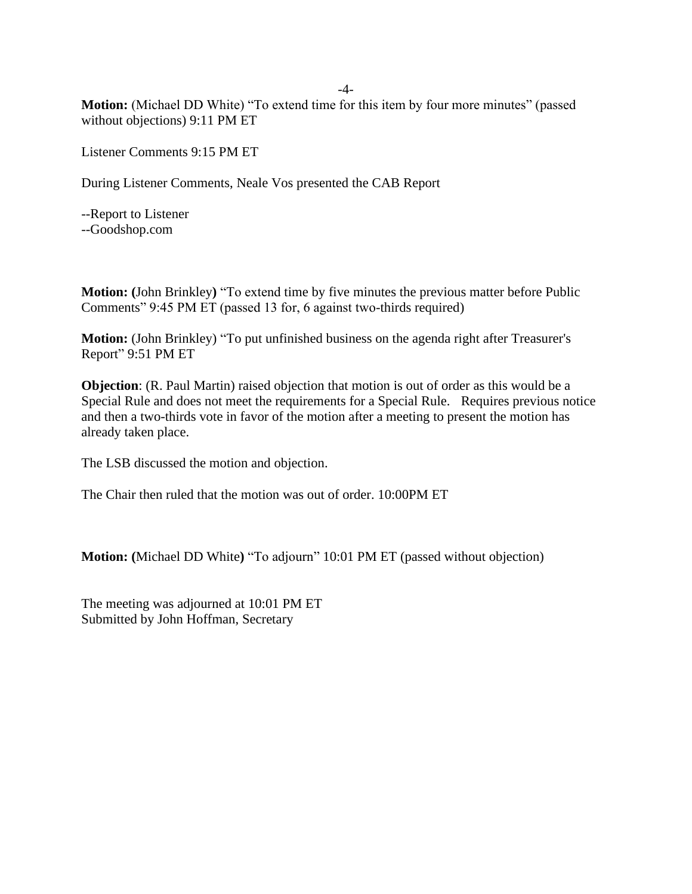**Motion:** (Michael DD White) "To extend time for this item by four more minutes" (passed without objections) 9:11 PM ET

Listener Comments 9:15 PM ET

During Listener Comments, Neale Vos presented the CAB Report

--Report to Listener
--Goodshop.com

**Motion: (**John Brinkley**)** "To extend time by five minutes the previous matter before Public Comments" 9:45 PM ET (passed 13 for, 6 against two-thirds required)

**Motion:** (John Brinkley) "To put unfinished business on the agenda right after Treasurer's Report" 9:51 PM ET

**Objection**: (R. Paul Martin) raised objection that motion is out of order as this would be a Special Rule and does not meet the requirements for a Special Rule. Requires previous notice and then a two-thirds vote in favor of the motion after a meeting to present the motion has already taken place.

The LSB discussed the motion and objection.

The Chair then ruled that the motion was out of order. 10:00PM ET

**Motion: (**Michael DD White**)** "To adjourn" 10:01 PM ET (passed without objection)

The meeting was adjourned at 10:01 PM ET
Submitted by John Hoffman, Secretary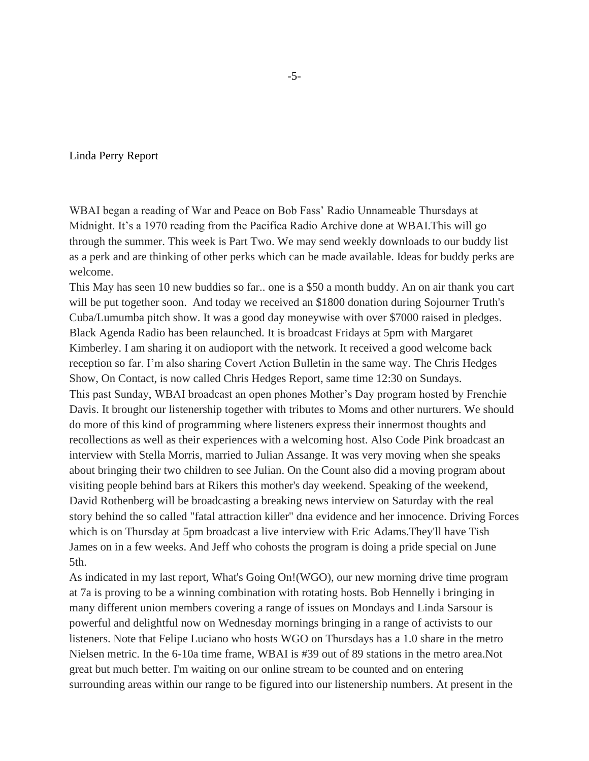Linda Perry Report

WBAI began a reading of War and Peace on Bob Fass' Radio Unnameable Thursdays at Midnight. It's a 1970 reading from the Pacifica Radio Archive done at WBAI.This will go through the summer. This week is Part Two. We may send weekly downloads to our buddy list as a perk and are thinking of other perks which can be made available. Ideas for buddy perks are welcome.

This May has seen 10 new buddies so far.. one is a $50 a month buddy. An on air thank you cart will be put together soon. And today we received an $1800 donation during Sojourner Truth's Cuba/Lumumba pitch show. It was a good day moneywise with over $7000 raised in pledges. Black Agenda Radio has been relaunched. It is broadcast Fridays at 5pm with Margaret Kimberley. I am sharing it on audioport with the network. It received a good welcome back reception so far. I'm also sharing Covert Action Bulletin in the same way. The Chris Hedges Show, On Contact, is now called Chris Hedges Report, same time 12:30 on Sundays.

This past Sunday, WBAI broadcast an open phones Mother's Day program hosted by Frenchie Davis. It brought our listenership together with tributes to Moms and other nurturers. We should do more of this kind of programming where listeners express their innermost thoughts and recollections as well as their experiences with a welcoming host. Also Code Pink broadcast an interview with Stella Morris, married to Julian Assange. It was very moving when she speaks about bringing their two children to see Julian. On the Count also did a moving program about visiting people behind bars at Rikers this mother's day weekend. Speaking of the weekend, David Rothenberg will be broadcasting a breaking news interview on Saturday with the real story behind the so called "fatal attraction killer" dna evidence and her innocence. Driving Forces which is on Thursday at 5pm broadcast a live interview with Eric Adams.They'll have Tish James on in a few weeks. And Jeff who cohosts the program is doing a pride special on June 5th.

As indicated in my last report, What's Going On!(WGO), our new morning drive time program at 7a is proving to be a winning combination with rotating hosts. Bob Hennelly i bringing in many different union members covering a range of issues on Mondays and Linda Sarsour is powerful and delightful now on Wednesday mornings bringing in a range of activists to our listeners. Note that Felipe Luciano who hosts WGO on Thursdays has a 1.0 share in the metro Nielsen metric. In the 6-10a time frame, WBAI is #39 out of 89 stations in the metro area.Not great but much better. I'm waiting on our online stream to be counted and on entering surrounding areas within our range to be figured into our listenership numbers. At present in the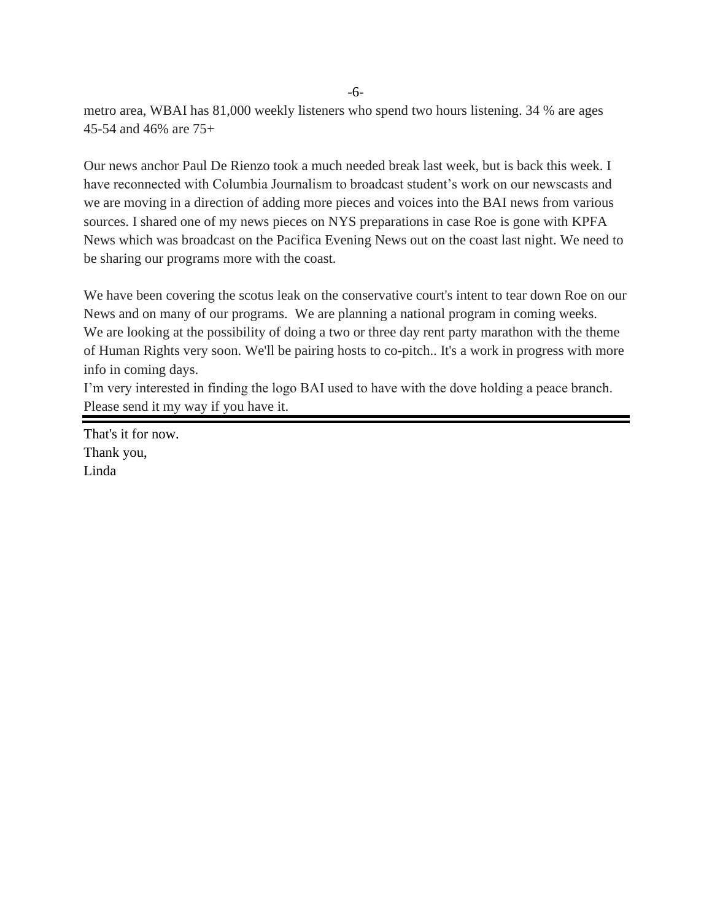metro area, WBAI has 81,000 weekly listeners who spend two hours listening. 34 % are ages 45-54 and 46% are 75+

Our news anchor Paul De Rienzo took a much needed break last week, but is back this week. I have reconnected with Columbia Journalism to broadcast student's work on our newscasts and we are moving in a direction of adding more pieces and voices into the BAI news from various sources. I shared one of my news pieces on NYS preparations in case Roe is gone with KPFA News which was broadcast on the Pacifica Evening News out on the coast last night. We need to be sharing our programs more with the coast.

We have been covering the scotus leak on the conservative court's intent to tear down Roe on our News and on many of our programs. We are planning a national program in coming weeks.
We are looking at the possibility of doing a two or three day rent party marathon with the theme of Human Rights very soon. We'll be pairing hosts to co-pitch.. It's a work in progress with more info in coming days.
I'm very interested in finding the logo BAI used to have with the dove holding a peace branch. Please send it my way if you have it.

---

That's it for now.
Thank you,
Linda